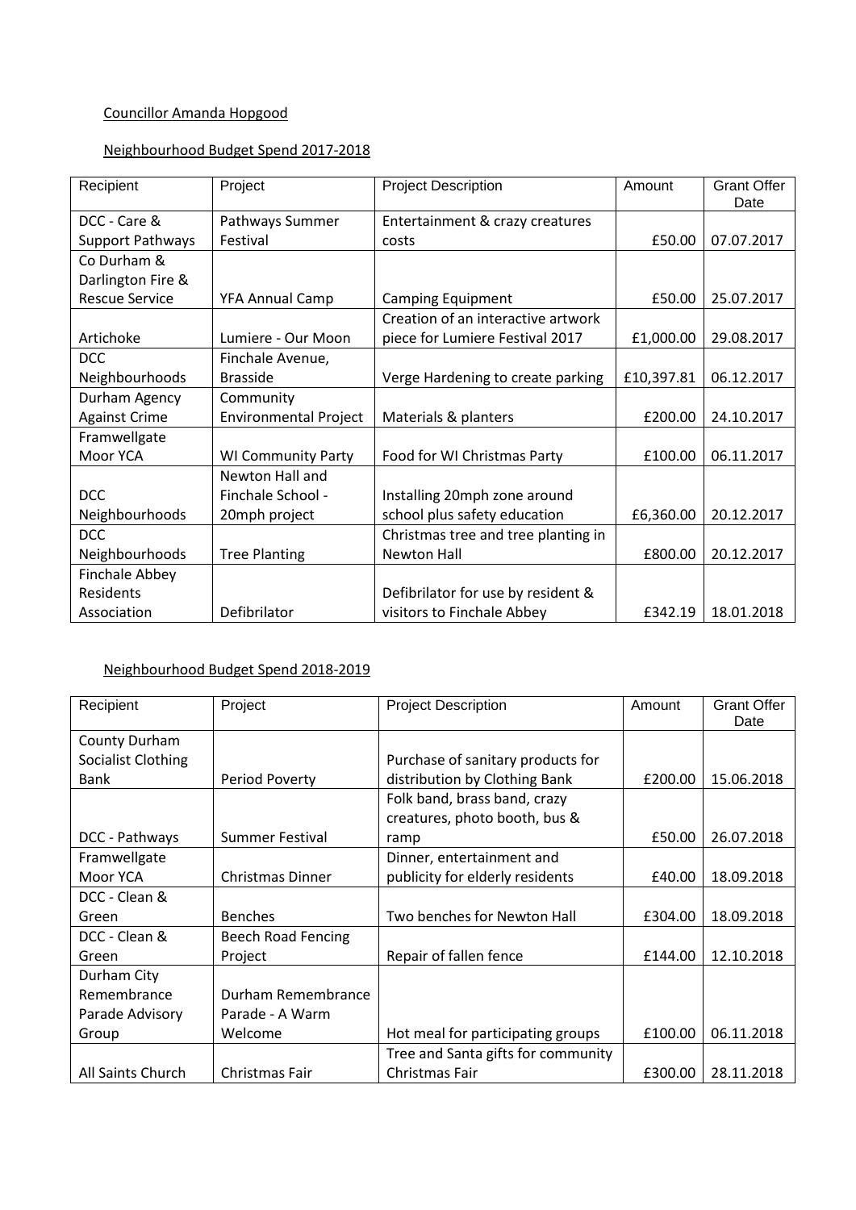Councillor Amanda Hopgood

Neighbourhood Budget Spend 2017-2018

| Recipient | Project | Project Description | Amount | Grant Offer Date |
|---|---|---|---|---|
| DCC - Care & Support Pathways | Pathways Summer Festival | Entertainment & crazy creatures costs | £50.00 | 07.07.2017 |
| Co Durham & Darlington Fire & Rescue Service | YFA Annual Camp | Camping Equipment | £50.00 | 25.07.2017 |
| Artichoke | Lumiere - Our Moon | Creation of an interactive artwork piece for Lumiere Festival 2017 | £1,000.00 | 29.08.2017 |
| DCC Neighbourhoods | Finchale Avenue, Brasside | Verge Hardening to create parking | £10,397.81 | 06.12.2017 |
| Durham Agency Against Crime | Community Environmental Project | Materials & planters | £200.00 | 24.10.2017 |
| Framwellgate Moor YCA | WI Community Party | Food for WI Christmas Party | £100.00 | 06.11.2017 |
| DCC Neighbourhoods | Newton Hall and Finchale School - 20mph project | Installing 20mph zone around school plus safety education | £6,360.00 | 20.12.2017 |
| DCC Neighbourhoods | Tree Planting | Christmas tree and tree planting in Newton Hall | £800.00 | 20.12.2017 |
| Finchale Abbey Residents Association | Defibrilator | Defibrilator for use by resident & visitors to Finchale Abbey | £342.19 | 18.01.2018 |

Neighbourhood Budget Spend 2018-2019

| Recipient | Project | Project Description | Amount | Grant Offer Date |
|---|---|---|---|---|
| County Durham Socialist Clothing Bank | Period Poverty | Purchase of sanitary products for distribution by Clothing Bank | £200.00 | 15.06.2018 |
| DCC - Pathways | Summer Festival | Folk band, brass band, crazy creatures, photo booth, bus & ramp | £50.00 | 26.07.2018 |
| Framwellgate Moor YCA | Christmas Dinner | Dinner, entertainment and publicity for elderly residents | £40.00 | 18.09.2018 |
| DCC - Clean & Green | Benches | Two benches for Newton Hall | £304.00 | 18.09.2018 |
| DCC - Clean & Green | Beech Road Fencing Project | Repair of fallen fence | £144.00 | 12.10.2018 |
| Durham City Remembrance Parade Advisory Group | Durham Remembrance Parade - A Warm Welcome | Hot meal for participating groups | £100.00 | 06.11.2018 |
| All Saints Church | Christmas Fair | Tree and Santa gifts for community Christmas Fair | £300.00 | 28.11.2018 |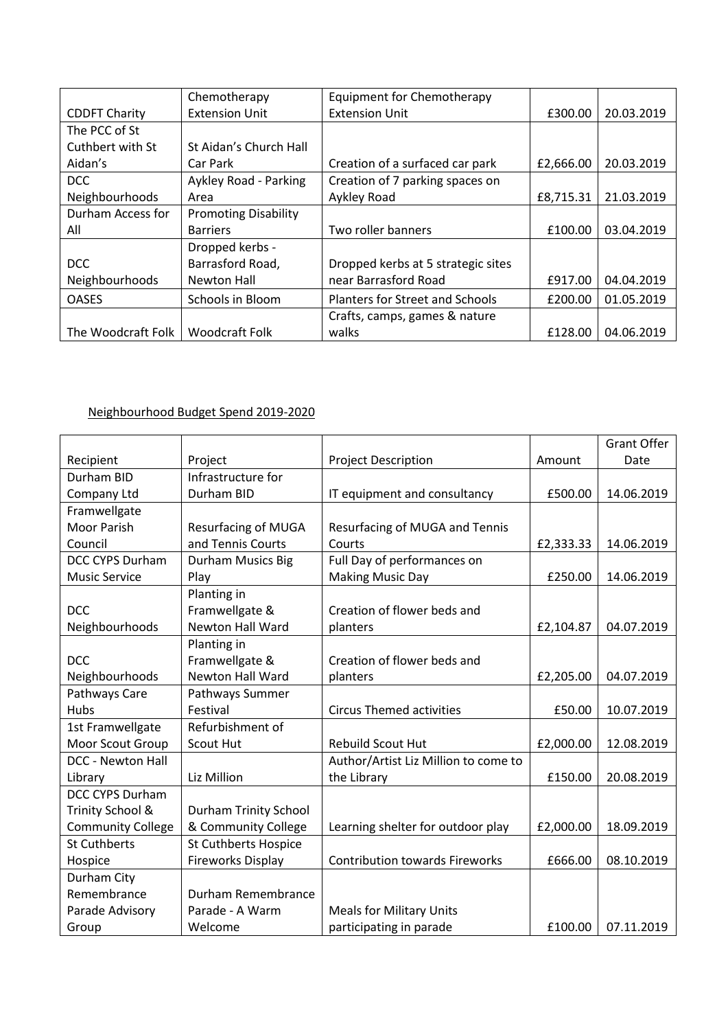| | | | | |
|---|---|---|---|---|
| CDDFT Charity | Chemotherapy Extension Unit | Equipment for Chemotherapy Extension Unit | £300.00 | 20.03.2019 |
| The PCC of St Cuthbert with St Aidan's | St Aidan's Church Hall Car Park | Creation of a surfaced car park | £2,666.00 | 20.03.2019 |
| DCC Neighbourhoods | Aykley Road - Parking Area | Creation of 7 parking spaces on Aykley Road | £8,715.31 | 21.03.2019 |
| Durham Access for All | Promoting Disability Barriers | Two roller banners | £100.00 | 03.04.2019 |
| DCC Neighbourhoods | Dropped kerbs - Barrasford Road, Newton Hall | Dropped kerbs at 5 strategic sites near Barrasford Road | £917.00 | 04.04.2019 |
| OASES | Schools in Bloom | Planters for Street and Schools | £200.00 | 01.05.2019 |
| The Woodcraft Folk | Woodcraft Folk | Crafts, camps, games & nature walks | £128.00 | 04.06.2019 |

<u>Neighbourhood Budget Spend 2019-2020</u>

| Recipient | Project | Project Description | Amount | Grant Offer Date |
|---|---|---|---|---|
| Durham BID Company Ltd | Infrastructure for Durham BID | IT equipment and consultancy | £500.00 | 14.06.2019 |
| Framwellgate Moor Parish Council | Resurfacing of MUGA and Tennis Courts | Resurfacing of MUGA and Tennis Courts | £2,333.33 | 14.06.2019 |
| DCC CYPS Durham Music Service | Durham Musics Big Play | Full Day of performances on Making Music Day | £250.00 | 14.06.2019 |
| DCC Neighbourhoods | Planting in Framwellgate & Newton Hall Ward | Creation of flower beds and planters | £2,104.87 | 04.07.2019 |
| DCC Neighbourhoods | Planting in Framwellgate & Newton Hall Ward | Creation of flower beds and planters | £2,205.00 | 04.07.2019 |
| Pathways Care Hubs | Pathways Summer Festival | Circus Themed activities | £50.00 | 10.07.2019 |
| 1st Framwellgate Moor Scout Group | Refurbishment of Scout Hut | Rebuild Scout Hut | £2,000.00 | 12.08.2019 |
| DCC - Newton Hall Library | Liz Million | Author/Artist Liz Million to come to the Library | £150.00 | 20.08.2019 |
| DCC CYPS Durham Trinity School & Community College | Durham Trinity School & Community College | Learning shelter for outdoor play | £2,000.00 | 18.09.2019 |
| St Cuthberts Hospice | St Cuthberts Hospice Fireworks Display | Contribution towards Fireworks | £666.00 | 08.10.2019 |
| Durham City Remembrance Parade Advisory Group | Durham Remembrance Parade - A Warm Welcome | Meals for Military Units participating in parade | £100.00 | 07.11.2019 |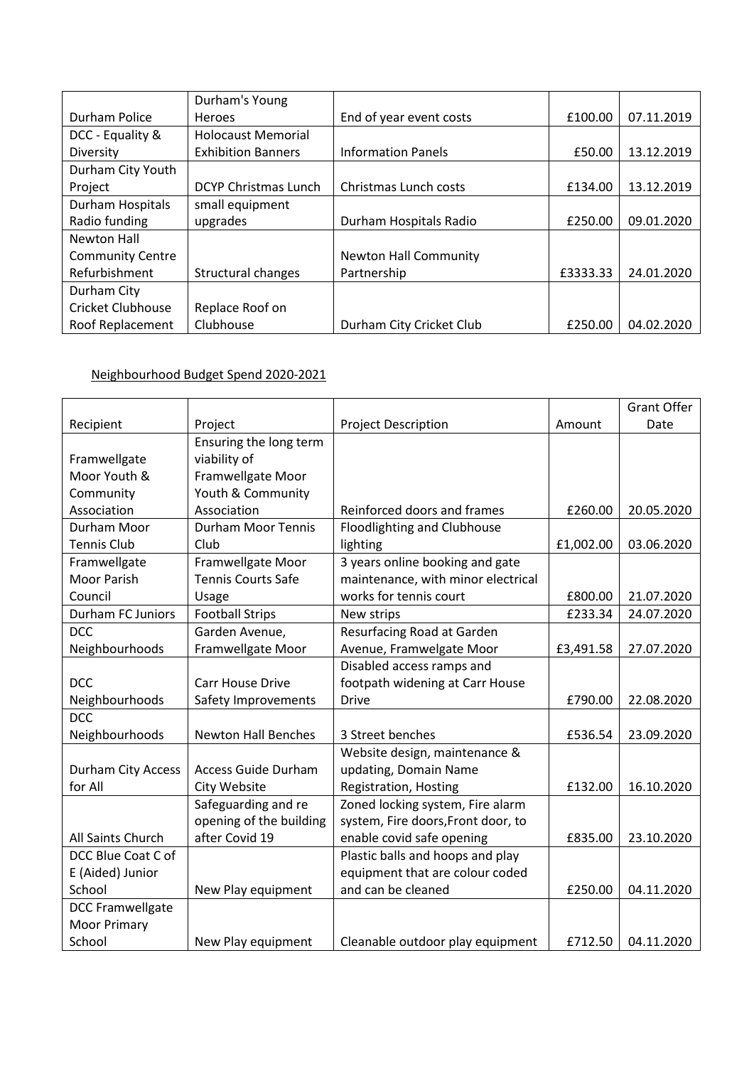| | | | | |
|---|---|---|---|---|
| Durham Police | Durham's Young Heroes | End of year event costs | £100.00 | 07.11.2019 |
| DCC - Equality & Diversity | Holocaust Memorial Exhibition Banners | Information Panels | £50.00 | 13.12.2019 |
| Durham City Youth Project | DCYP Christmas Lunch | Christmas Lunch costs | £134.00 | 13.12.2019 |
| Durham Hospitals Radio funding | small equipment upgrades | Durham Hospitals Radio | £250.00 | 09.01.2020 |
| Newton Hall Community Centre Refurbishment | Structural changes | Newton Hall Community Partnership | £3333.33 | 24.01.2020 |
| Durham City Cricket Clubhouse Roof Replacement | Replace Roof on Clubhouse | Durham City Cricket Club | £250.00 | 04.02.2020 |

Neighbourhood Budget Spend 2020-2021

| Recipient | Project | Project Description | Amount | Grant Offer Date |
|---|---|---|---|---|
| Framwellgate Moor Youth & Community Association | Ensuring the long term viability of Framwellgate Moor Youth & Community Association | Reinforced doors and frames | £260.00 | 20.05.2020 |
| Durham Moor Tennis Club | Durham Moor Tennis Club | Floodlighting and Clubhouse lighting | £1,002.00 | 03.06.2020 |
| Framwellgate Moor Parish Council | Framwellgate Moor Tennis Courts Safe Usage | 3 years online booking and gate maintenance, with minor electrical works for tennis court | £800.00 | 21.07.2020 |
| Durham FC Juniors | Football Strips | New strips | £233.34 | 24.07.2020 |
| DCC Neighbourhoods | Garden Avenue, Framwellgate Moor | Resurfacing Road at Garden Avenue, Framwelgate Moor | £3,491.58 | 27.07.2020 |
| DCC Neighbourhoods | Carr House Drive Safety Improvements | Disabled access ramps and footpath widening at Carr House Drive | £790.00 | 22.08.2020 |
| DCC Neighbourhoods | Newton Hall Benches | 3 Street benches | £536.54 | 23.09.2020 |
| Durham City Access for All | Access Guide Durham City Website | Website design, maintenance & updating, Domain Name Registration, Hosting | £132.00 | 16.10.2020 |
| All Saints Church | Safeguarding and re opening of the building after Covid 19 | Zoned locking system, Fire alarm system, Fire doors,Front door, to enable covid safe opening | £835.00 | 23.10.2020 |
| DCC Blue Coat C of E (Aided) Junior School | New Play equipment | Plastic balls and hoops and play equipment that are colour coded and can be cleaned | £250.00 | 04.11.2020 |
| DCC Framwellgate Moor Primary School | New Play equipment | Cleanable outdoor play equipment | £712.50 | 04.11.2020 |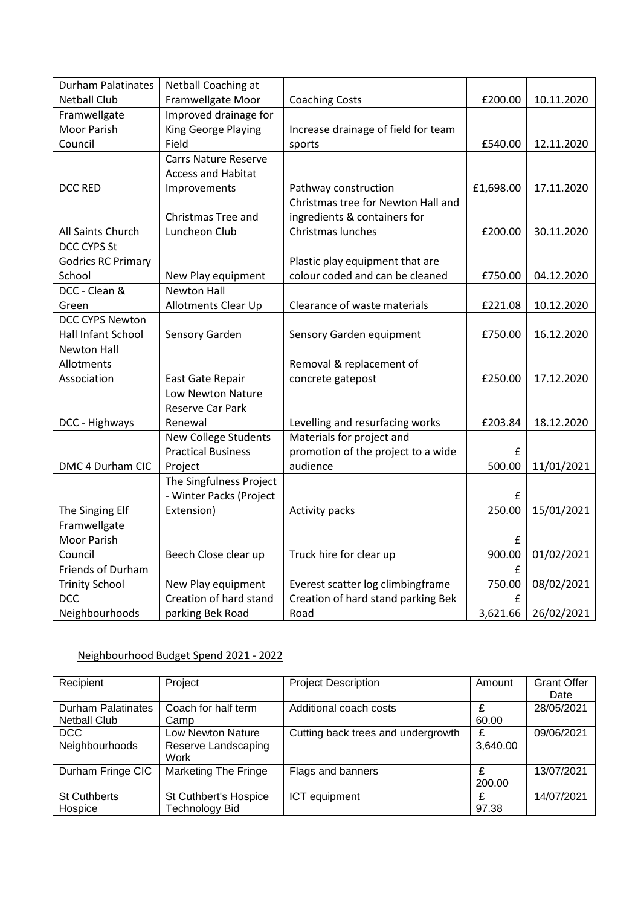| | | | | |
|---|---|---|---|---|
| Durham Palatinates Netball Club | Netball Coaching at Framwellgate Moor | Coaching Costs | £200.00 | 10.11.2020 |
| Framwellgate Moor Parish Council | Improved drainage for King George Playing Field | Increase drainage of field for team sports | £540.00 | 12.11.2020 |
| DCC RED | Carrs Nature Reserve Access and Habitat Improvements | Pathway construction | £1,698.00 | 17.11.2020 |
| All Saints Church | Christmas Tree and Luncheon Club | Christmas tree for Newton Hall and ingredients & containers for Christmas lunches | £200.00 | 30.11.2020 |
| DCC CYPS St Godrics RC Primary School | New Play equipment | Plastic play equipment that are colour coded and can be cleaned | £750.00 | 04.12.2020 |
| DCC - Clean & Green | Newton Hall Allotments Clear Up | Clearance of waste materials | £221.08 | 10.12.2020 |
| DCC CYPS Newton Hall Infant School | Sensory Garden | Sensory Garden equipment | £750.00 | 16.12.2020 |
| Newton Hall Allotments Association | East Gate Repair | Removal & replacement of concrete gatepost | £250.00 | 17.12.2020 |
| DCC - Highways | Low Newton Nature Reserve Car Park Renewal | Levelling and resurfacing works | £203.84 | 18.12.2020 |
| DMC 4 Durham CIC | New College Students Practical Business Project | Materials for project and promotion of the project to a wide audience | £ 500.00 | 11/01/2021 |
| The Singing Elf | The Singfulness Project - Winter Packs (Project Extension) | Activity packs | £ 250.00 | 15/01/2021 |
| Framwellgate Moor Parish Council | Beech Close clear up | Truck hire for clear up | £ 900.00 | 01/02/2021 |
| Friends of Durham Trinity School | New Play equipment | Everest scatter log climbingframe | £ 750.00 | 08/02/2021 |
| DCC Neighbourhoods | Creation of hard stand parking Bek Road | Creation of hard stand parking Bek Road | £ 3,621.66 | 26/02/2021 |

## Neighbourhood Budget Spend 2021 - 2022

| Recipient | Project | Project Description | Amount | Grant Offer Date |
|---|---|---|---|---|
| Durham Palatinates Netball Club | Coach for half term Camp | Additional coach costs | £ 60.00 | 28/05/2021 |
| DCC Neighbourhoods | Low Newton Nature Reserve Landscaping Work | Cutting back trees and undergrowth | £ 3,640.00 | 09/06/2021 |
| Durham Fringe CIC | Marketing The Fringe | Flags and banners | £ 200.00 | 13/07/2021 |
| St Cuthberts Hospice | St Cuthbert's Hospice Technology Bid | ICT equipment | £ 97.38 | 14/07/2021 |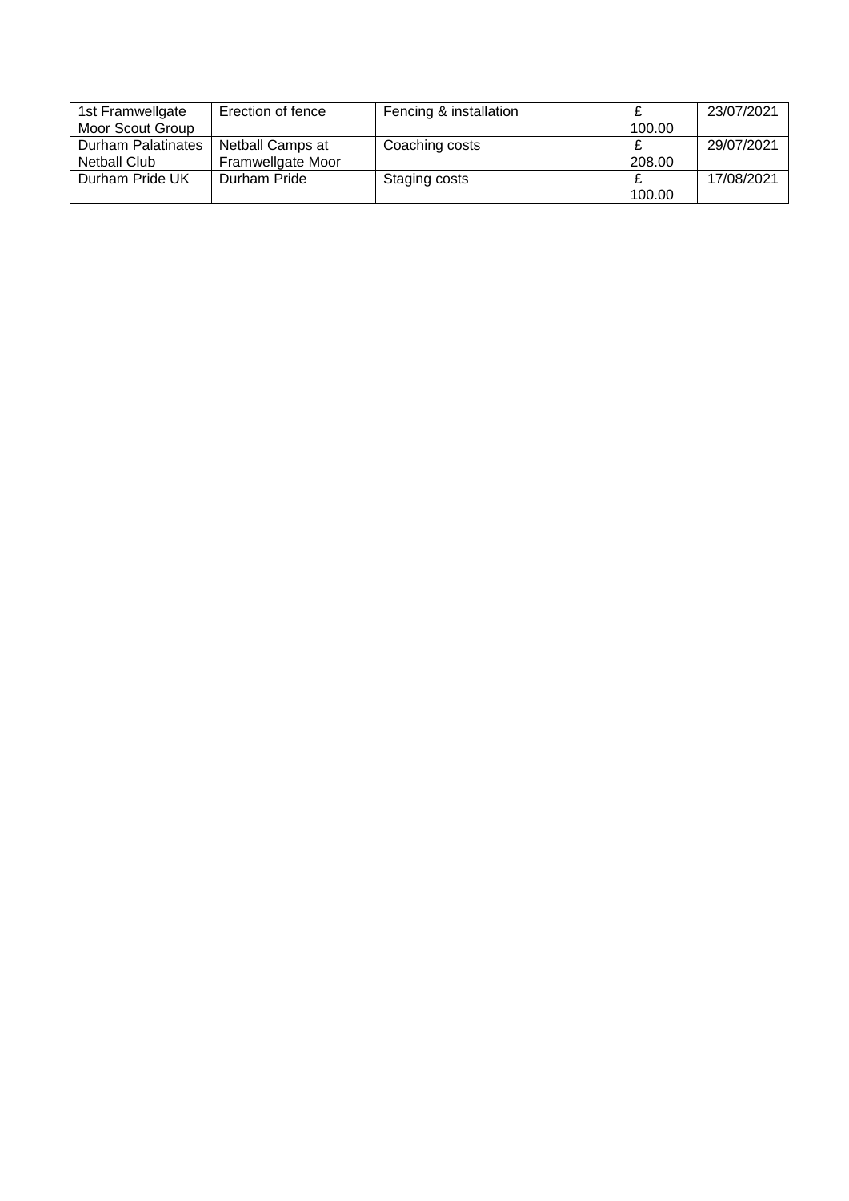| | | | | |
|---|---|---|---|---|
| 1st Framwellgate Moor Scout Group | Erection of fence | Fencing & installation | £ 100.00 | 23/07/2021 |
| Durham Palatinates Netball Club | Netball Camps at Framwellgate Moor | Coaching costs | £ 208.00 | 29/07/2021 |
| Durham Pride UK | Durham Pride | Staging costs | £ 100.00 | 17/08/2021 |